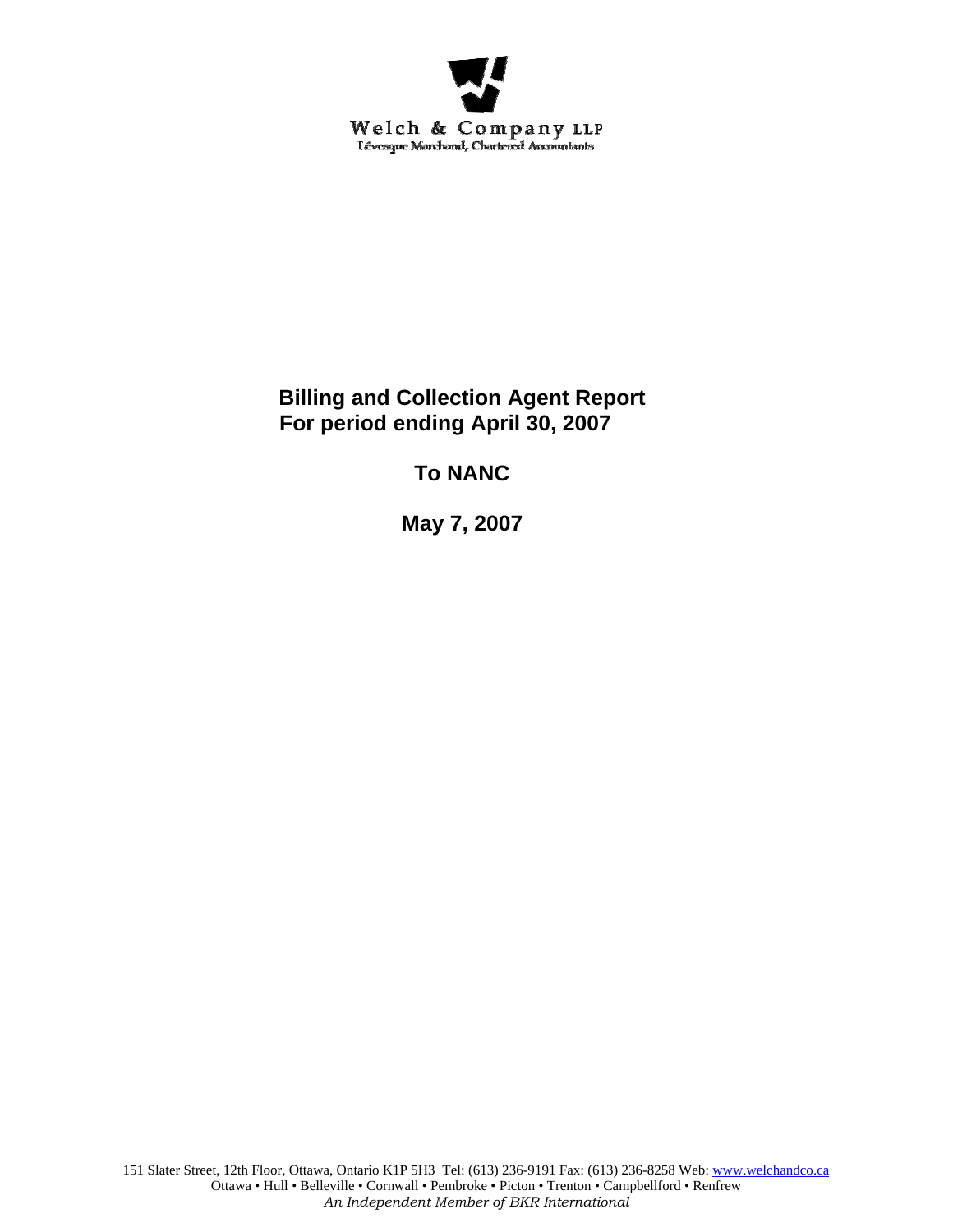Welch & Company LLP
Lévesque Marchand, Chartered Accountants

# Billing and Collection Agent Report
# For period ending April 30, 2007

## To NANC

## May 7, 2007

151 Slater Street, 12th Floor, Ottawa, Ontario K1P 5H3 Tel: (613) 236-9191 Fax: (613) 236-8258 Web: www.welchandco.ca
Ottawa • Hull • Belleville • Cornwall • Pembroke • Picton • Trenton • Campbellford • Renfrew
*An Independent Member of BKR International*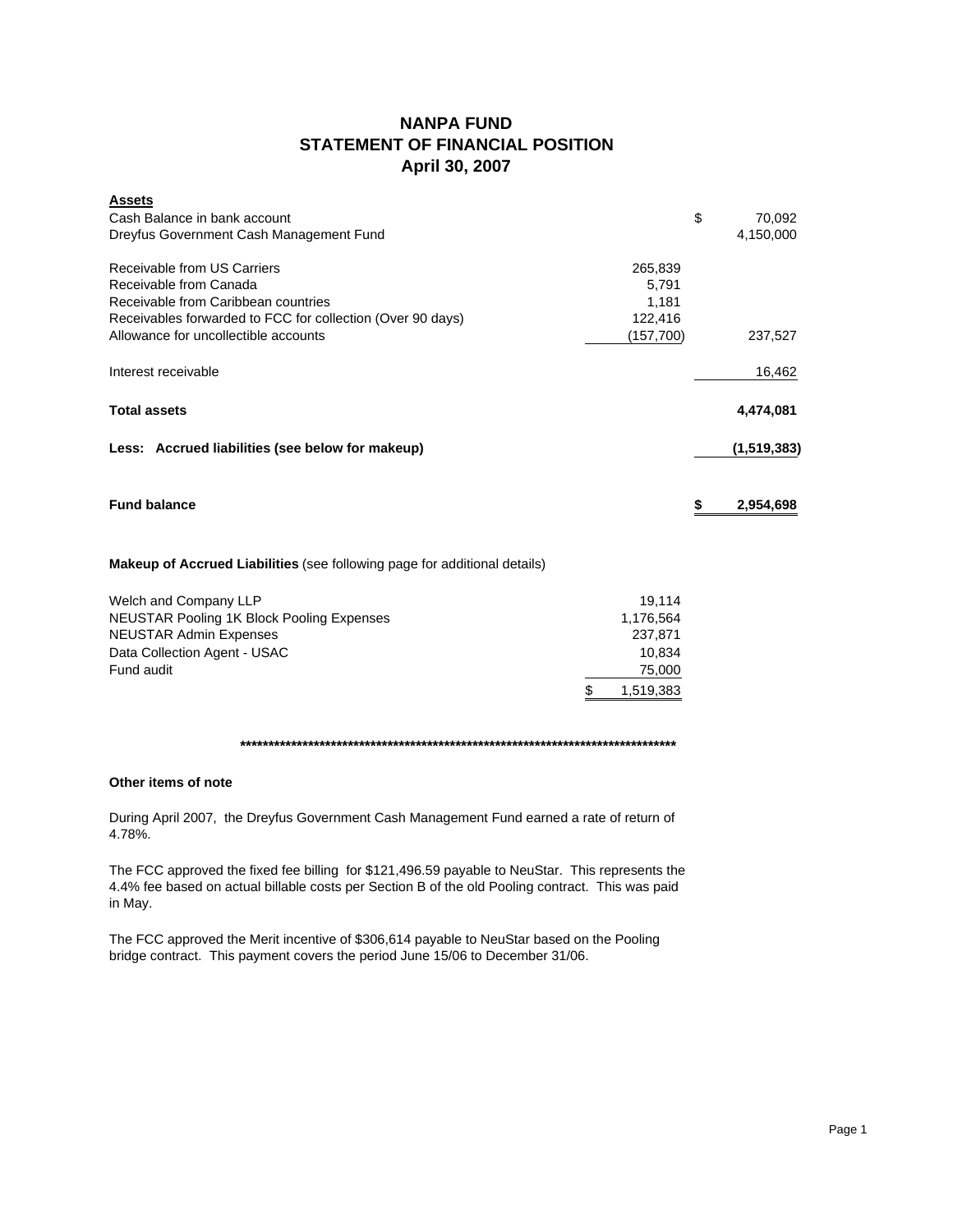# NANPA FUND
## STATEMENT OF FINANCIAL POSITION
## April 30, 2007

| | | |
|---|---|---|
| **Assets** | | |
| Cash Balance in bank account | | $ 70,092 |
| Dreyfus Government Cash Management Fund | | 4,150,000 |
| | | |
| Receivable from US Carriers | 265,839 | |
| Receivable from Canada | 5,791 | |
| Receivable from Caribbean countries | 1,181 | |
| Receivables forwarded to FCC for collection (Over 90 days) | 122,416 | |
| Allowance for uncollectible accounts | (157,700) | 237,527 |
| | | |
| Interest receivable | | 16,462 |
| | | |
| **Total assets** | | **4,474,081** |
| | | |
| **Less: Accrued liabilities (see below for makeup)** | | **(1,519,383)** |
| | | |
| **Fund balance** | | **$ 2,954,698** |

**Makeup of Accrued Liabilities** (see following page for additional details)

| | |
|---|---|
| Welch and Company LLP | 19,114 |
| NEUSTAR Pooling 1K Block Pooling Expenses | 1,176,564 |
| NEUSTAR Admin Expenses | 237,871 |
| Data Collection Agent - USAC | 10,834 |
| Fund audit | 75,000 |
| | $ 1,519,383 |

********************************************************************************

**Other items of note**

During April 2007, the Dreyfus Government Cash Management Fund earned a rate of return of 4.78%.

The FCC approved the fixed fee billing for $121,496.59 payable to NeuStar. This represents the 4.4% fee based on actual billable costs per Section B of the old Pooling contract. This was paid in May.

The FCC approved the Merit incentive of $306,614 payable to NeuStar based on the Pooling bridge contract. This payment covers the period June 15/06 to December 31/06.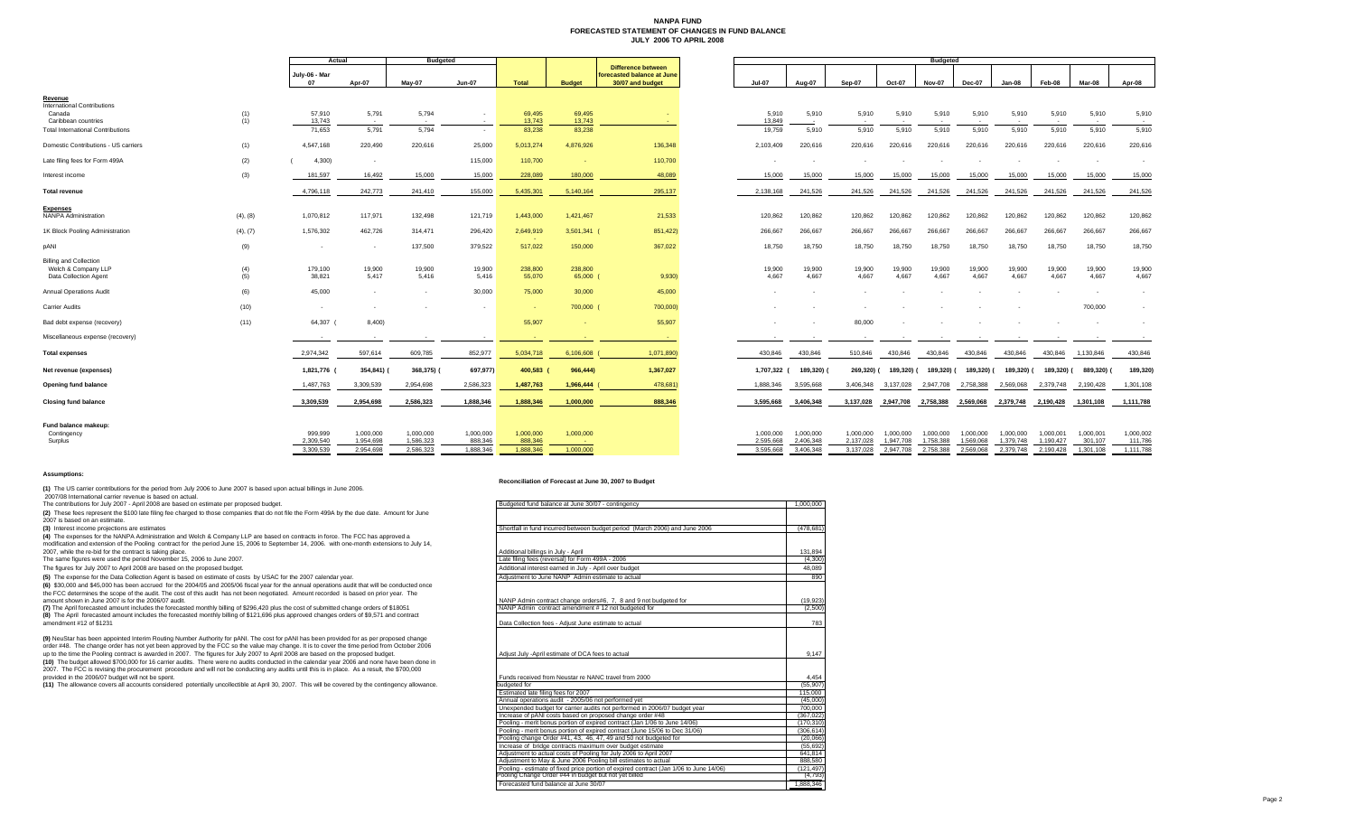# NANPA FUND
## FORECASTED STATEMENT OF CHANGES IN FUND BALANCE
### JULY 2006 TO APRIL 2008

| | | Actual | | Budgeted | | | | | | Budgeted | | | | | | | | | |
|---|---|---|---|---|---|---|---|---|---|---|---|---|---|---|---|---|---|---|---|
| | | July-06 - Mar 07 | Apr-07 | May-07 | Jun-07 | Total | Budget | Difference between forecasted balance at June 30/07 and budget | Jul-07 | Aug-07 | Sep-07 | Oct-07 | Nov-07 | Dec-07 | Jan-08 | Feb-08 | Mar-08 | Apr-08 |
| **Revenue** | | | | | | | | | | | | | | | | | | | |
| International Contributions | | | | | | | | | | | | | | | | | | | |
| Canada | (1) | 57,910 | 5,791 | 5,794 | - | 69,495 | 69,495 | - | 5,910 | 5,910 | 5,910 | 5,910 | 5,910 | 5,910 | 5,910 | 5,910 | 5,910 | 5,910 |
| Caribbean countries | (1) | 13,743 | - | - | - | 13,743 | 13,743 | - | 13,849 | - | - | - | - | - | - | - | - | - |
| Total International Contributions | | 71,653 | 5,791 | 5,794 | - | 83,238 | 83,238 | - | 19,759 | 5,910 | 5,910 | 5,910 | 5,910 | 5,910 | 5,910 | 5,910 | 5,910 | 5,910 |
| Domestic Contributions - US carriers | (1) | 4,547,168 | 220,490 | 220,616 | 25,000 | 5,013,274 | 4,876,926 | 136,348 | 2,103,409 | 220,616 | 220,616 | 220,616 | 220,616 | 220,616 | 220,616 | 220,616 | 220,616 | 220,616 |
| Late filing fees for Form 499A | (2) | ( 4,300) | - | | 115,000 | 110,700 | - | 110,700 | - | - | - | - | - | - | - | - | - | - |
| Interest income | (3) | 181,597 | 16,492 | 15,000 | 15,000 | 228,089 | 180,000 | 48,089 | 15,000 | 15,000 | 15,000 | 15,000 | 15,000 | 15,000 | 15,000 | 15,000 | 15,000 | 15,000 |
| **Total revenue** | | 4,796,118 | 242,773 | 241,410 | 155,000 | 5,435,301 | 5,140,164 | 295,137 | 2,138,168 | 241,526 | 241,526 | 241,526 | 241,526 | 241,526 | 241,526 | 241,526 | 241,526 | 241,526 |
| **Expenses** | | | | | | | | | | | | | | | | | | | |
| NANPA Administration | (4), (8) | 1,070,812 | 117,971 | 132,498 | 121,719 | 1,443,000 | 1,421,467 | 21,533 | 120,862 | 120,862 | 120,862 | 120,862 | 120,862 | 120,862 | 120,862 | 120,862 | 120,862 | 120,862 |
| 1K Block Pooling Administration | (4), (7) | 1,576,302 | 462,726 | 314,471 | 296,420 | 2,649,919 | 3,501,341 | ( 851,422) | 266,667 | 266,667 | 266,667 | 266,667 | 266,667 | 266,667 | 266,667 | 266,667 | 266,667 | 266,667 |
| pANI | (9) | - | - | 137,500 | 379,522 | 517,022 | 150,000 | 367,022 | 18,750 | 18,750 | 18,750 | 18,750 | 18,750 | 18,750 | 18,750 | 18,750 | 18,750 | 18,750 |
| Billing and Collection | | | | | | | | | | | | | | | | | | | |
| Welch & Company LLP | (4) | 179,100 | 19,900 | 19,900 | 19,900 | 238,800 | 238,800 | - | 19,900 | 19,900 | 19,900 | 19,900 | 19,900 | 19,900 | 19,900 | 19,900 | 19,900 | 19,900 |
| Data Collection Agent | (5) | 38,821 | 5,417 | 5,416 | 5,416 | 55,070 | 65,000 | ( 9,930) | 4,667 | 4,667 | 4,667 | 4,667 | 4,667 | 4,667 | 4,667 | 4,667 | 4,667 | 4,667 |
| Annual Operations Audit | (6) | 45,000 | - | - | 30,000 | 75,000 | 30,000 | 45,000 | - | - | - | - | - | - | - | - | - | - |
| Carrier Audits | (10) | - | - | - | - | - | 700,000 | ( 700,000) | - | - | - | - | - | - | - | - | 700,000 | - |
| Bad debt expense (recovery) | (11) | 64,307 | ( 8,400) | - | - | 55,907 | - | 55,907 | - | - | 80,000 | - | - | - | - | - | - | - |
| Miscellaneous expense (recovery) | | - | - | - | - | - | - | - | - | - | - | - | - | - | - | - | - | - |
| **Total expenses** | | 2,974,342 | 597,614 | 609,785 | 852,977 | 5,034,718 | 6,106,608 | ( 1,071,890) | 430,846 | 430,846 | 510,846 | 430,846 | 430,846 | 430,846 | 430,846 | 430,846 | 1,130,846 | 430,846 |
| **Net revenue (expenses)** | | 1,821,776 | ( 354,841) | ( 368,375) | ( 697,977) | 400,583 | ( 966,444) | 1,367,027 | 1,707,322 | ( 189,320) | ( 269,320) | ( 189,320) | ( 189,320) | ( 189,320) | ( 189,320) | ( 189,320) | ( 889,320) | ( 189,320) |
| **Opening fund balance** | | 1,487,763 | 3,309,539 | 2,954,698 | 2,586,323 | 1,487,763 | 1,966,444 | ( 478,681) | 1,888,346 | 3,595,668 | 3,406,348 | 3,137,028 | 2,947,708 | 2,758,388 | 2,569,068 | 2,379,748 | 2,190,428 | 1,301,108 |
| **Closing fund balance** | | 3,309,539 | 2,954,698 | 2,586,323 | 1,888,346 | 1,888,346 | 1,000,000 | 888,346 | 3,595,668 | 3,406,348 | 3,137,028 | 2,947,708 | 2,758,388 | 2,569,068 | 2,379,748 | 2,190,428 | 1,301,108 | 1,111,788 |
| **Fund balance makeup:** | | | | | | | | | | | | | | | | | | | |
| Contingency | | 999,999 | 1,000,000 | 1,000,000 | 1,000,000 | 1,000,000 | 1,000,000 | | 1,000,000 | 1,000,000 | 1,000,000 | 1,000,000 | 1,000,000 | 1,000,000 | 1,000,000 | 1,000,001 | 1,000,001 | 1,000,002 |
| Surplus | | 2,309,540 | 1,954,698 | 1,586,323 | 888,346 | 888,346 | - | | 2,595,668 | 2,406,348 | 2,137,028 | 1,947,708 | 1,758,388 | 1,569,068 | 1,379,748 | 1,190,427 | 301,107 | 111,786 |
| | | 3,309,539 | 2,954,698 | 2,586,323 | 1,888,346 | 1,888,346 | 1,000,000 | | 3,595,668 | 3,406,348 | 3,137,028 | 2,947,708 | 2,758,388 | 2,569,068 | 2,379,748 | 2,190,428 | 1,301,108 | 1,111,788 |

**Assumptions:**

**(1)** The US carrier contributions for the period from July 2006 to June 2007 is based upon actual billings in June 2006.
2007/08 International carrier revenue is based on actual.
The contributions for July 2007 - April 2008 are based on estimate per proposed budget.

**(2)** These fees represent the $100 late filing fee charged to those companies that do not file the Form 499A by the due date. Amount for June 2007 is based on an estimate.

**(3)** Interest income projections are estimates

**(4)** The expenses for the NANPA Administration and Welch & Company LLP are based on contracts in force. The FCC has approved a modification and extension of the Pooling contract for the period June 15, 2006 to September 14, 2006. with one-month extensions to July 14, 2007, while the re-bid for the contract is taking place.
The same figures were used the period November 15, 2006 to June 2007.
The figures for July 2007 to April 2008 are based on the proposed budget.

**(5)** The expense for the Data Collection Agent is based on estimate of costs by USAC for the 2007 calendar year.

**(6)** $30,000 and $45,000 has been accrued for the 2004/05 and 2005/06 fiscal year for the annual operations audit that will be conducted once the FCC determines the scope of the audit. The cost of this audit has not been negotiated. Amount recorded is based on prior year. The amount shown in June 2007 is for the 2006/07 audit.

**(7)** The April forecasted amount includes the forecasted monthly billing of $296,420 plus the cost of submitted change orders of $18051

**(8)** The April forecasted amount includes the forecasted monthly billing of $121,696 plus approved changes orders of $9,571 and contract amendment #12 of $1231

**(9)** NeuStar has been appointed Interim Routing Number Authority for pANI. The cost for pANI has been provided for as per proposed change order #48. The change order has not yet been approved by the FCC so the value may change. It is to cover the time period from October 2006 up to the time the Pooling contract is awarded in 2007. The figures for July 2007 to April 2008 are based on the proposed budget.

**(10)** The budget allowed $700,000 for 16 carrier audits. There were no audits conducted in the calendar year 2006 and none have been done in 2007. The FCC is revising the procurement procedure and will not be conducting any audits until this is in place. As a result, the $700,000 provided in the 2006/07 budget will not be spent.

**(11)** The allowance covers all accounts considered potentially uncollectible at April 30, 2007. This will be covered by the contingency allowance.

**Reconciliation of Forecast at June 30, 2007 to Budget**

| | |
|---|---|
| Budgeted fund balance at June 30/07 - contingency | 1,000,000 |
| Shortfall in fund incurred between budget period (March 2006) and June 2006 | (478,681) |
| Additional billings in July - April | 131,894 |
| Late filing fees (reversal) for Form 499A - 2006 | (4,300) |
| Additional interest earned in July - April over budget | 48,089 |
| Adjustment to June NANP Admin estimate to actual | 890 |
| NANP Admin contract change orders#6, 7, 8 and 9 not budgeted for | (19,923) |
| NANP Admin contract amendment # 12 not budgeted for | (2,500) |
| Data Collection fees - Adjust June estimate to actual | 783 |
| Adjust July -April estimate of DCA fees to actual | 9,147 |
| Funds received from Neustar re NANC travel from 2000 | 4,454 |
| budgeted for | (55,907) |
| Estimated late filing fees for 2007 | 115,000 |
| Annual operations audit - 2005/06 not performed yet | (45,000) |
| Unexpended budget for carrier audits not performed in 2006/07 budget year | 700,000 |
| Increase of pANI costs based on proposed change order #48 | (367,022) |
| Pooling - merit bonus portion of expired contract (Jan 1/06 to June 14/06) | (170,310) |
| Pooling - merit bonus portion of expired contract (June 15/06 to Dec 31/06) | (306,614) |
| Pooling change Order #41, 43, 46, 47, 49 and 50 not budgeted for | (20,066) |
| Increase of bridge contracts maximum over budget estimate | (55,692) |
| Adjustment to actual costs of Pooling for July 2006 to April 2007 | 641,814 |
| Adjustment to May & June 2006 Pooling bill estimates to actual | 888,580 |
| Pooling - estimate of fixed price portion of expired contract (Jan 1/06 to June 14/06) | (121,497) |
| Pooling Change Order #44 in budget but not yet billed | (4,793) |
| Forecasted fund balance at June 30/07 | 1,888,346 |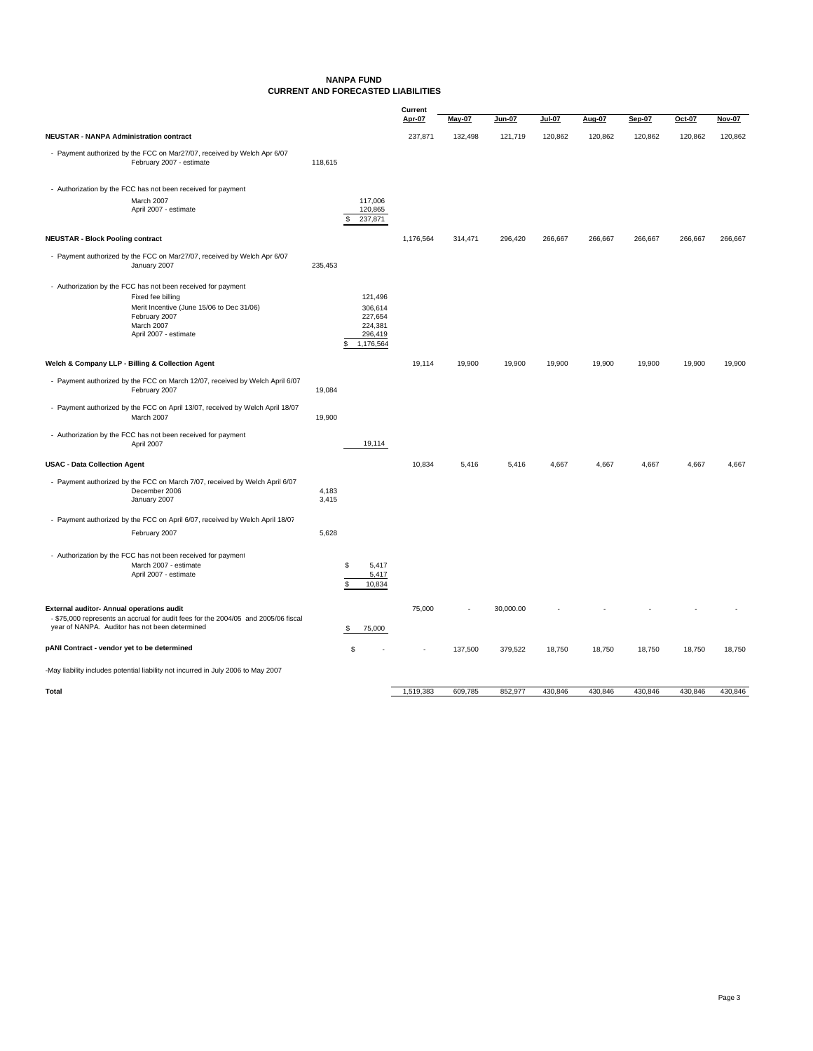# NANPA FUND
## CURRENT AND FORECASTED LIABILITIES

| | | | Current Apr-07 | May-07 | Jun-07 | Jul-07 | Aug-07 | Sep-07 | Oct-07 | Nov-07 |
|---|---|---|---|---|---|---|---|---|---|---|
| **NEUSTAR - NANPA Administration contract** | | | 237,871 | 132,498 | 121,719 | 120,862 | 120,862 | 120,862 | 120,862 | 120,862 |
| - Payment authorized by the FCC on Mar27/07, received by Welch Apr 6/07 | | | | | | | | | | |
| February 2007 - estimate | 118,615 | | | | | | | | | |
| - Authorization by the FCC has not been received for payment | | | | | | | | | | |
| March 2007 | | 117,006 | | | | | | | | |
| April 2007 - estimate | | 120,865 | | | | | | | | |
| | | $ 237,871 | | | | | | | | |
| **NEUSTAR - Block Pooling contract** | | | 1,176,564 | 314,471 | 296,420 | 266,667 | 266,667 | 266,667 | 266,667 | 266,667 |
| - Payment authorized by the FCC on Mar27/07, received by Welch Apr 6/07 | | | | | | | | | | |
| January 2007 | 235,453 | | | | | | | | | |
| - Authorization by the FCC has not been received for payment | | | | | | | | | | |
| Fixed fee billing | | 121,496 | | | | | | | | |
| Merit Incentive (June 15/06 to Dec 31/06) | | 306,614 | | | | | | | | |
| February 2007 | | 227,654 | | | | | | | | |
| March 2007 | | 224,381 | | | | | | | | |
| April 2007 - estimate | | 296,419 | | | | | | | | |
| | | $ 1,176,564 | | | | | | | | |
| **Welch & Company LLP - Billing & Collection Agent** | | | 19,114 | 19,900 | 19,900 | 19,900 | 19,900 | 19,900 | 19,900 | 19,900 |
| - Payment authorized by the FCC on March 12/07, received by Welch April 6/07 | | | | | | | | | | |
| February 2007 | 19,084 | | | | | | | | | |
| - Payment authorized by the FCC on April 13/07, received by Welch April 18/07 | | | | | | | | | | |
| March 2007 | 19,900 | | | | | | | | | |
| - Authorization by the FCC has not been received for payment | | | | | | | | | | |
| April 2007 | | 19,114 | | | | | | | | |
| **USAC - Data Collection Agent** | | | 10,834 | 5,416 | 5,416 | 4,667 | 4,667 | 4,667 | 4,667 | 4,667 |
| - Payment authorized by the FCC on March 7/07, received by Welch April 6/07 | | | | | | | | | | |
| December 2006 | 4,183 | | | | | | | | | |
| January 2007 | 3,415 | | | | | | | | | |
| - Payment authorized by the FCC on April 6/07, received by Welch April 18/07 | | | | | | | | | | |
| February 2007 | 5,628 | | | | | | | | | |
| - Authorization by the FCC has not been received for payment | | | | | | | | | | |
| March 2007 - estimate | | $ 5,417 | | | | | | | | |
| April 2007 - estimate | | 5,417 | | | | | | | | |
| | | $ 10,834 | | | | | | | | |
| **External auditor- Annual operations audit** | | | 75,000 | - | 30,000.00 | - | - | - | - | - |
| - $75,000 represents an accrual for audit fees for the 2004/05 and 2005/06 fiscal year of NANPA. Auditor has not been determined | | $ 75,000 | | | | | | | | |
| **pANI Contract - vendor yet to be determined** | | $ - | - | 137,500 | 379,522 | 18,750 | 18,750 | 18,750 | 18,750 | 18,750 |
| -May liability includes potential liability not incurred in July 2006 to May 2007 | | | | | | | | | | |
| **Total** | | | 1,519,383 | 609,785 | 852,977 | 430,846 | 430,846 | 430,846 | 430,846 | 430,846 |